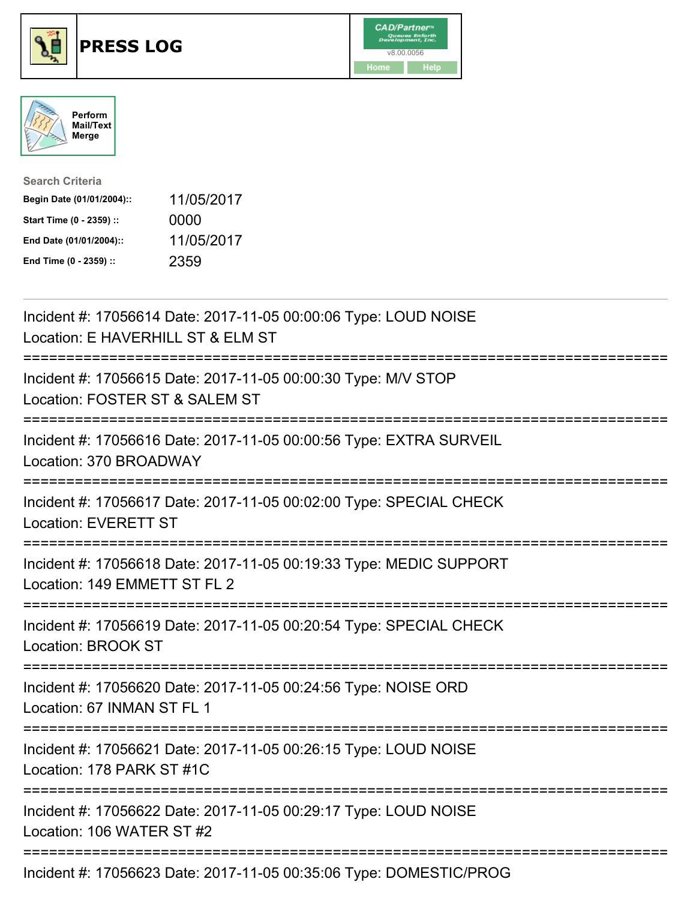# PRESS LOG

CAD/Partner
v8.00.0056
Home Help

Perform Mail/Text Merge

**Search Criteria**

| | |
|---|---|
| Begin Date (01/01/2004):: | 11/05/2017 |
| Start Time (0 - 2359) :: | 0000 |
| End Date (01/01/2004):: | 11/05/2017 |
| End Time (0 - 2359) :: | 2359 |

---

Incident #: 17056614 Date: 2017-11-05 00:00:06 Type: LOUD NOISE
Location: E HAVERHILL ST & ELM ST

===========================================================================

Incident #: 17056615 Date: 2017-11-05 00:00:30 Type: M/V STOP
Location: FOSTER ST & SALEM ST

===========================================================================

Incident #: 17056616 Date: 2017-11-05 00:00:56 Type: EXTRA SURVEIL
Location: 370 BROADWAY

===========================================================================

Incident #: 17056617 Date: 2017-11-05 00:02:00 Type: SPECIAL CHECK
Location: EVERETT ST

===========================================================================

Incident #: 17056618 Date: 2017-11-05 00:19:33 Type: MEDIC SUPPORT
Location: 149 EMMETT ST FL 2

===========================================================================

Incident #: 17056619 Date: 2017-11-05 00:20:54 Type: SPECIAL CHECK
Location: BROOK ST

===========================================================================

Incident #: 17056620 Date: 2017-11-05 00:24:56 Type: NOISE ORD
Location: 67 INMAN ST FL 1

===========================================================================

Incident #: 17056621 Date: 2017-11-05 00:26:15 Type: LOUD NOISE
Location: 178 PARK ST #1C

===========================================================================

Incident #: 17056622 Date: 2017-11-05 00:29:17 Type: LOUD NOISE
Location: 106 WATER ST #2

===========================================================================

Incident #: 17056623 Date: 2017-11-05 00:35:06 Type: DOMESTIC/PROG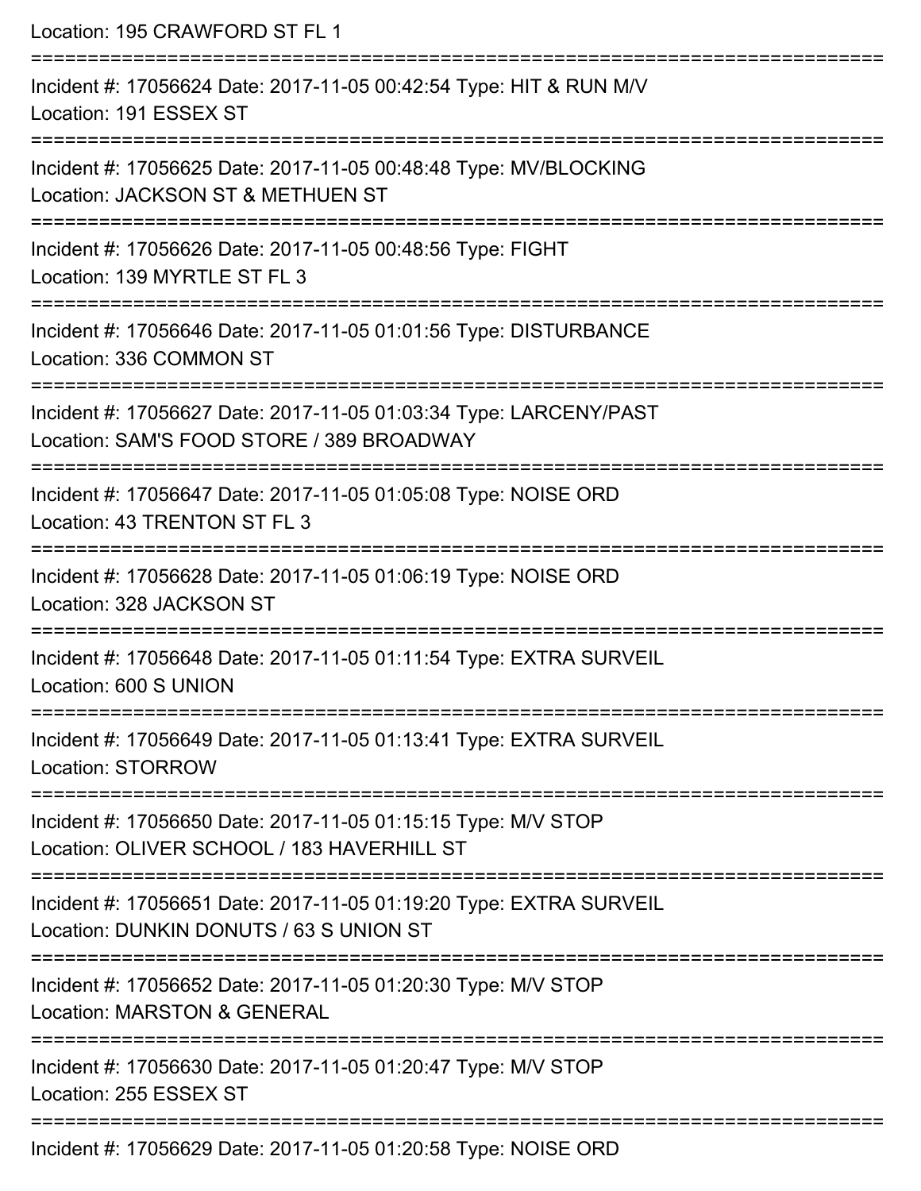Location: 195 CRAWFORD ST FL 1

===========================================================================

Incident #: 17056624 Date: 2017-11-05 00:42:54 Type: HIT & RUN M/V
Location: 191 ESSEX ST

===========================================================================

Incident #: 17056625 Date: 2017-11-05 00:48:48 Type: MV/BLOCKING
Location: JACKSON ST & METHUEN ST

===========================================================================

Incident #: 17056626 Date: 2017-11-05 00:48:56 Type: FIGHT
Location: 139 MYRTLE ST FL 3

===========================================================================

Incident #: 17056646 Date: 2017-11-05 01:01:56 Type: DISTURBANCE
Location: 336 COMMON ST

===========================================================================

Incident #: 17056627 Date: 2017-11-05 01:03:34 Type: LARCENY/PAST
Location: SAM'S FOOD STORE / 389 BROADWAY

===========================================================================

Incident #: 17056647 Date: 2017-11-05 01:05:08 Type: NOISE ORD
Location: 43 TRENTON ST FL 3

===========================================================================

Incident #: 17056628 Date: 2017-11-05 01:06:19 Type: NOISE ORD
Location: 328 JACKSON ST

===========================================================================

Incident #: 17056648 Date: 2017-11-05 01:11:54 Type: EXTRA SURVEIL
Location: 600 S UNION

===========================================================================

Incident #: 17056649 Date: 2017-11-05 01:13:41 Type: EXTRA SURVEIL
Location: STORROW

===========================================================================

Incident #: 17056650 Date: 2017-11-05 01:15:15 Type: M/V STOP
Location: OLIVER SCHOOL / 183 HAVERHILL ST

===========================================================================

Incident #: 17056651 Date: 2017-11-05 01:19:20 Type: EXTRA SURVEIL
Location: DUNKIN DONUTS / 63 S UNION ST

===========================================================================

Incident #: 17056652 Date: 2017-11-05 01:20:30 Type: M/V STOP
Location: MARSTON & GENERAL

===========================================================================

Incident #: 17056630 Date: 2017-11-05 01:20:47 Type: M/V STOP
Location: 255 ESSEX ST

===========================================================================

Incident #: 17056629 Date: 2017-11-05 01:20:58 Type: NOISE ORD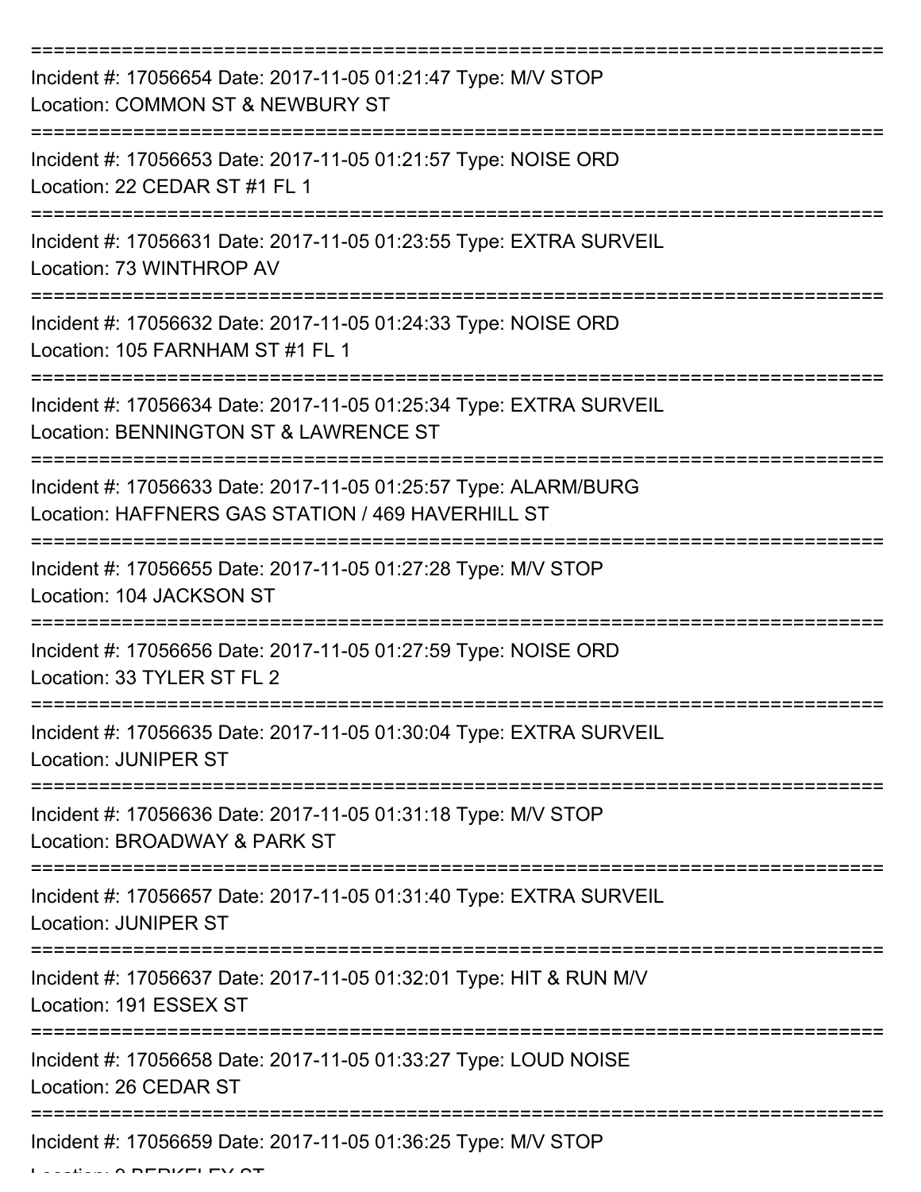===========================================================================

Incident #: 17056654 Date: 2017-11-05 01:21:47 Type: M/V STOP
Location: COMMON ST & NEWBURY ST

===========================================================================

Incident #: 17056653 Date: 2017-11-05 01:21:57 Type: NOISE ORD
Location: 22 CEDAR ST #1 FL 1

===========================================================================

Incident #: 17056631 Date: 2017-11-05 01:23:55 Type: EXTRA SURVEIL
Location: 73 WINTHROP AV

===========================================================================

Incident #: 17056632 Date: 2017-11-05 01:24:33 Type: NOISE ORD
Location: 105 FARNHAM ST #1 FL 1

===========================================================================

Incident #: 17056634 Date: 2017-11-05 01:25:34 Type: EXTRA SURVEIL
Location: BENNINGTON ST & LAWRENCE ST

===========================================================================

Incident #: 17056633 Date: 2017-11-05 01:25:57 Type: ALARM/BURG
Location: HAFFNERS GAS STATION / 469 HAVERHILL ST

===========================================================================

Incident #: 17056655 Date: 2017-11-05 01:27:28 Type: M/V STOP
Location: 104 JACKSON ST

===========================================================================

Incident #: 17056656 Date: 2017-11-05 01:27:59 Type: NOISE ORD
Location: 33 TYLER ST FL 2

===========================================================================

Incident #: 17056635 Date: 2017-11-05 01:30:04 Type: EXTRA SURVEIL
Location: JUNIPER ST

===========================================================================

Incident #: 17056636 Date: 2017-11-05 01:31:18 Type: M/V STOP
Location: BROADWAY & PARK ST

===========================================================================

Incident #: 17056657 Date: 2017-11-05 01:31:40 Type: EXTRA SURVEIL
Location: JUNIPER ST

===========================================================================

Incident #: 17056637 Date: 2017-11-05 01:32:01 Type: HIT & RUN M/V
Location: 191 ESSEX ST

===========================================================================

Incident #: 17056658 Date: 2017-11-05 01:33:27 Type: LOUD NOISE
Location: 26 CEDAR ST

===========================================================================

Incident #: 17056659 Date: 2017-11-05 01:36:25 Type: M/V STOP
Location: 9 BERKELEY ST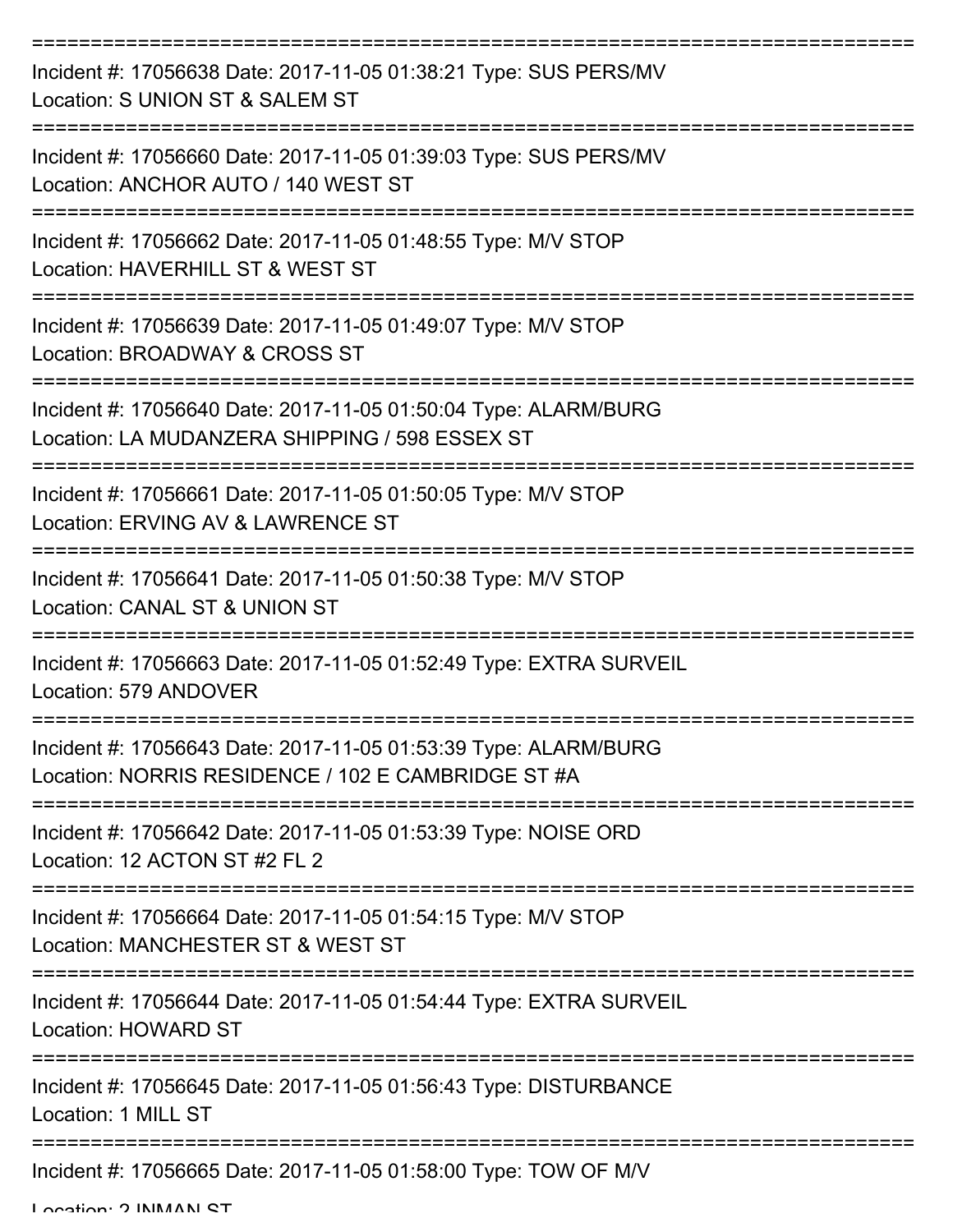===========================================================================

Incident #: 17056638 Date: 2017-11-05 01:38:21 Type: SUS PERS/MV
Location: S UNION ST & SALEM ST

===========================================================================

Incident #: 17056660 Date: 2017-11-05 01:39:03 Type: SUS PERS/MV
Location: ANCHOR AUTO / 140 WEST ST

===========================================================================

Incident #: 17056662 Date: 2017-11-05 01:48:55 Type: M/V STOP
Location: HAVERHILL ST & WEST ST

===========================================================================

Incident #: 17056639 Date: 2017-11-05 01:49:07 Type: M/V STOP
Location: BROADWAY & CROSS ST

===========================================================================

Incident #: 17056640 Date: 2017-11-05 01:50:04 Type: ALARM/BURG
Location: LA MUDANZERA SHIPPING / 598 ESSEX ST

===========================================================================

Incident #: 17056661 Date: 2017-11-05 01:50:05 Type: M/V STOP
Location: ERVING AV & LAWRENCE ST

===========================================================================

Incident #: 17056641 Date: 2017-11-05 01:50:38 Type: M/V STOP
Location: CANAL ST & UNION ST

===========================================================================

Incident #: 17056663 Date: 2017-11-05 01:52:49 Type: EXTRA SURVEIL
Location: 579 ANDOVER

===========================================================================

Incident #: 17056643 Date: 2017-11-05 01:53:39 Type: ALARM/BURG
Location: NORRIS RESIDENCE / 102 E CAMBRIDGE ST #A

===========================================================================

Incident #: 17056642 Date: 2017-11-05 01:53:39 Type: NOISE ORD
Location: 12 ACTON ST #2 FL 2

===========================================================================

Incident #: 17056664 Date: 2017-11-05 01:54:15 Type: M/V STOP
Location: MANCHESTER ST & WEST ST

===========================================================================

Incident #: 17056644 Date: 2017-11-05 01:54:44 Type: EXTRA SURVEIL
Location: HOWARD ST

===========================================================================

Incident #: 17056645 Date: 2017-11-05 01:56:43 Type: DISTURBANCE
Location: 1 MILL ST

===========================================================================

Incident #: 17056665 Date: 2017-11-05 01:58:00 Type: TOW OF M/V
Location: 2 INMAN ST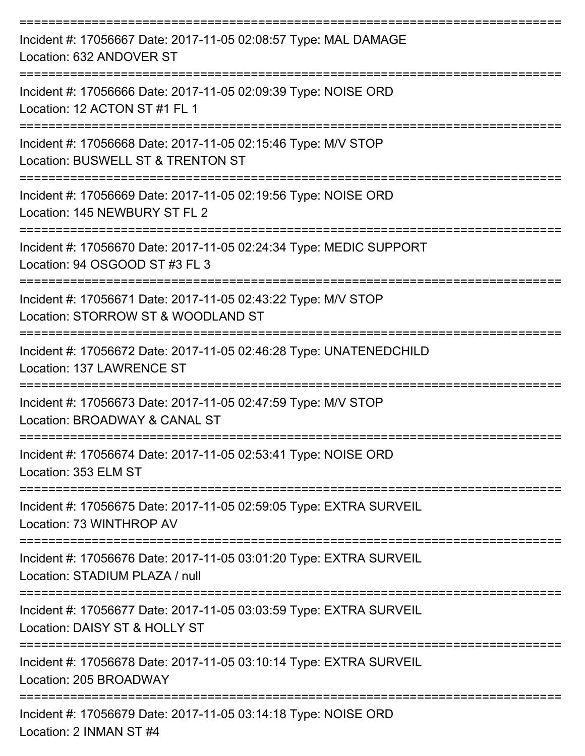===========================================================================

Incident #: 17056667 Date: 2017-11-05 02:08:57 Type: MAL DAMAGE
Location: 632 ANDOVER ST

===========================================================================

Incident #: 17056666 Date: 2017-11-05 02:09:39 Type: NOISE ORD
Location: 12 ACTON ST #1 FL 1

===========================================================================

Incident #: 17056668 Date: 2017-11-05 02:15:46 Type: M/V STOP
Location: BUSWELL ST & TRENTON ST

===========================================================================

Incident #: 17056669 Date: 2017-11-05 02:19:56 Type: NOISE ORD
Location: 145 NEWBURY ST FL 2

===========================================================================

Incident #: 17056670 Date: 2017-11-05 02:24:34 Type: MEDIC SUPPORT
Location: 94 OSGOOD ST #3 FL 3

===========================================================================

Incident #: 17056671 Date: 2017-11-05 02:43:22 Type: M/V STOP
Location: STORROW ST & WOODLAND ST

===========================================================================

Incident #: 17056672 Date: 2017-11-05 02:46:28 Type: UNATENEDCHILD
Location: 137 LAWRENCE ST

===========================================================================

Incident #: 17056673 Date: 2017-11-05 02:47:59 Type: M/V STOP
Location: BROADWAY & CANAL ST

===========================================================================

Incident #: 17056674 Date: 2017-11-05 02:53:41 Type: NOISE ORD
Location: 353 ELM ST

===========================================================================

Incident #: 17056675 Date: 2017-11-05 02:59:05 Type: EXTRA SURVEIL
Location: 73 WINTHROP AV

===========================================================================

Incident #: 17056676 Date: 2017-11-05 03:01:20 Type: EXTRA SURVEIL
Location: STADIUM PLAZA / null

===========================================================================

Incident #: 17056677 Date: 2017-11-05 03:03:59 Type: EXTRA SURVEIL
Location: DAISY ST & HOLLY ST

===========================================================================

Incident #: 17056678 Date: 2017-11-05 03:10:14 Type: EXTRA SURVEIL
Location: 205 BROADWAY

===========================================================================

Incident #: 17056679 Date: 2017-11-05 03:14:18 Type: NOISE ORD
Location: 2 INMAN ST #4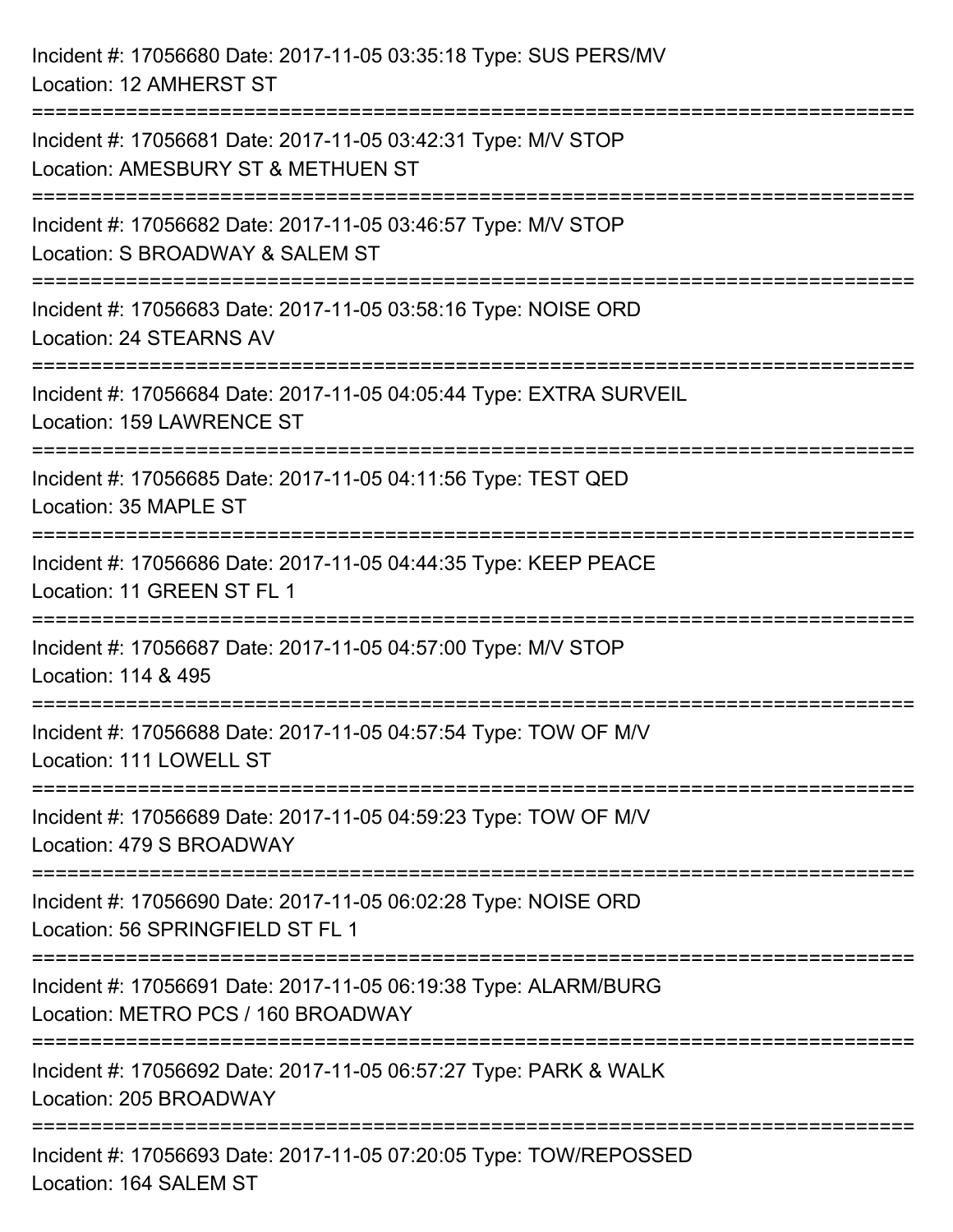Incident #: 17056680 Date: 2017-11-05 03:35:18 Type: SUS PERS/MV
Location: 12 AMHERST ST

===========================================================================

Incident #: 17056681 Date: 2017-11-05 03:42:31 Type: M/V STOP
Location: AMESBURY ST & METHUEN ST

===========================================================================

Incident #: 17056682 Date: 2017-11-05 03:46:57 Type: M/V STOP
Location: S BROADWAY & SALEM ST

===========================================================================

Incident #: 17056683 Date: 2017-11-05 03:58:16 Type: NOISE ORD
Location: 24 STEARNS AV

===========================================================================

Incident #: 17056684 Date: 2017-11-05 04:05:44 Type: EXTRA SURVEIL
Location: 159 LAWRENCE ST

===========================================================================

Incident #: 17056685 Date: 2017-11-05 04:11:56 Type: TEST QED
Location: 35 MAPLE ST

===========================================================================

Incident #: 17056686 Date: 2017-11-05 04:44:35 Type: KEEP PEACE
Location: 11 GREEN ST FL 1

===========================================================================

Incident #: 17056687 Date: 2017-11-05 04:57:00 Type: M/V STOP
Location: 114 & 495

===========================================================================

Incident #: 17056688 Date: 2017-11-05 04:57:54 Type: TOW OF M/V
Location: 111 LOWELL ST

===========================================================================

Incident #: 17056689 Date: 2017-11-05 04:59:23 Type: TOW OF M/V
Location: 479 S BROADWAY

===========================================================================

Incident #: 17056690 Date: 2017-11-05 06:02:28 Type: NOISE ORD
Location: 56 SPRINGFIELD ST FL 1

===========================================================================

Incident #: 17056691 Date: 2017-11-05 06:19:38 Type: ALARM/BURG
Location: METRO PCS / 160 BROADWAY

===========================================================================

Incident #: 17056692 Date: 2017-11-05 06:57:27 Type: PARK & WALK
Location: 205 BROADWAY

===========================================================================

Incident #: 17056693 Date: 2017-11-05 07:20:05 Type: TOW/REPOSSED
Location: 164 SALEM ST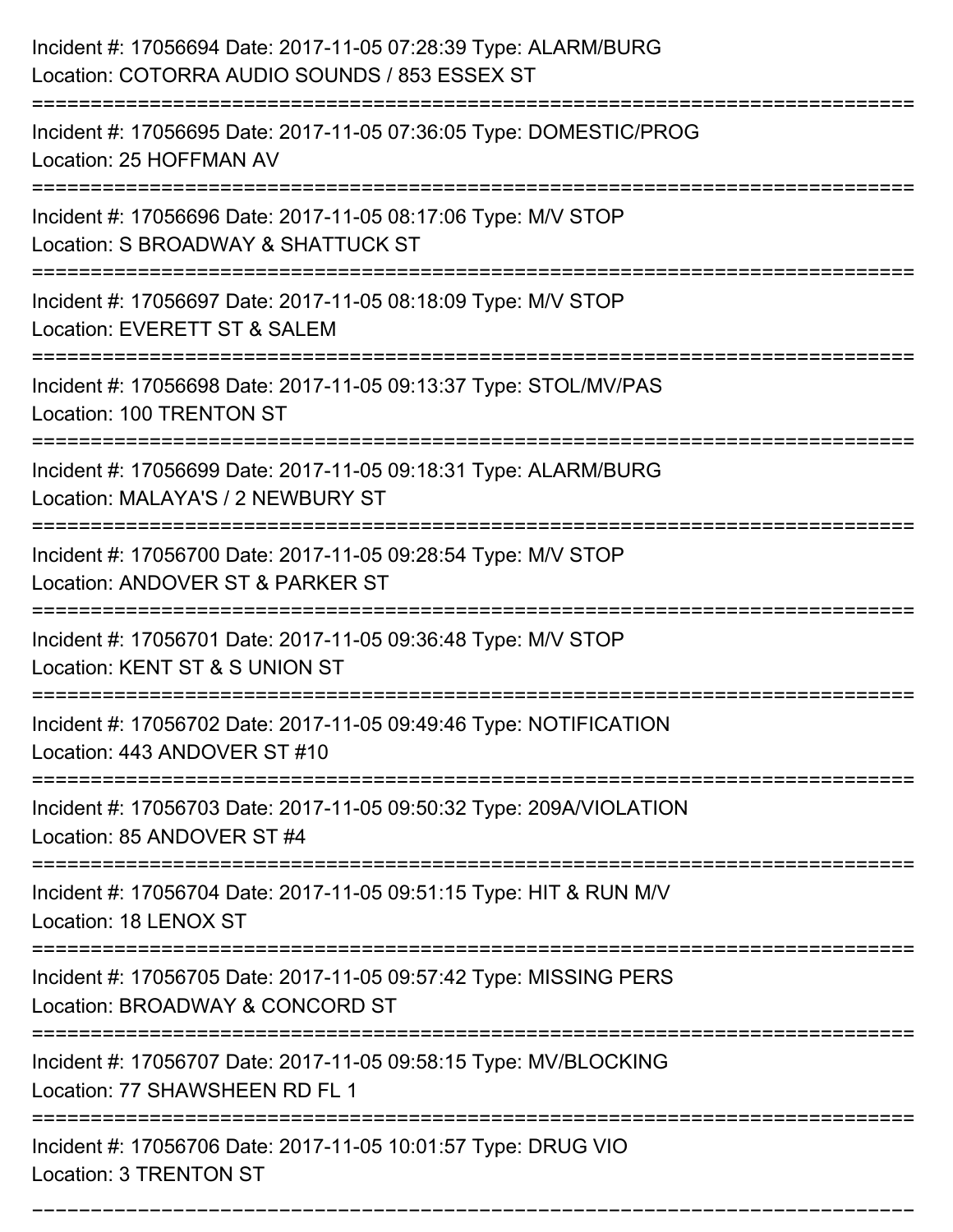Incident #: 17056694 Date: 2017-11-05 07:28:39 Type: ALARM/BURG
Location: COTORRA AUDIO SOUNDS / 853 ESSEX ST

===========================================================================

Incident #: 17056695 Date: 2017-11-05 07:36:05 Type: DOMESTIC/PROG
Location: 25 HOFFMAN AV

===========================================================================

Incident #: 17056696 Date: 2017-11-05 08:17:06 Type: M/V STOP
Location: S BROADWAY & SHATTUCK ST

===========================================================================

Incident #: 17056697 Date: 2017-11-05 08:18:09 Type: M/V STOP
Location: EVERETT ST & SALEM

===========================================================================

Incident #: 17056698 Date: 2017-11-05 09:13:37 Type: STOL/MV/PAS
Location: 100 TRENTON ST

===========================================================================

Incident #: 17056699 Date: 2017-11-05 09:18:31 Type: ALARM/BURG
Location: MALAYA'S / 2 NEWBURY ST

===========================================================================

Incident #: 17056700 Date: 2017-11-05 09:28:54 Type: M/V STOP
Location: ANDOVER ST & PARKER ST

===========================================================================

Incident #: 17056701 Date: 2017-11-05 09:36:48 Type: M/V STOP
Location: KENT ST & S UNION ST

===========================================================================

Incident #: 17056702 Date: 2017-11-05 09:49:46 Type: NOTIFICATION
Location: 443 ANDOVER ST #10

===========================================================================

Incident #: 17056703 Date: 2017-11-05 09:50:32 Type: 209A/VIOLATION
Location: 85 ANDOVER ST #4

===========================================================================

Incident #: 17056704 Date: 2017-11-05 09:51:15 Type: HIT & RUN M/V
Location: 18 LENOX ST

===========================================================================

Incident #: 17056705 Date: 2017-11-05 09:57:42 Type: MISSING PERS
Location: BROADWAY & CONCORD ST

===========================================================================

Incident #: 17056707 Date: 2017-11-05 09:58:15 Type: MV/BLOCKING
Location: 77 SHAWSHEEN RD FL 1

===========================================================================

Incident #: 17056706 Date: 2017-11-05 10:01:57 Type: DRUG VIO
Location: 3 TRENTON ST

===========================================================================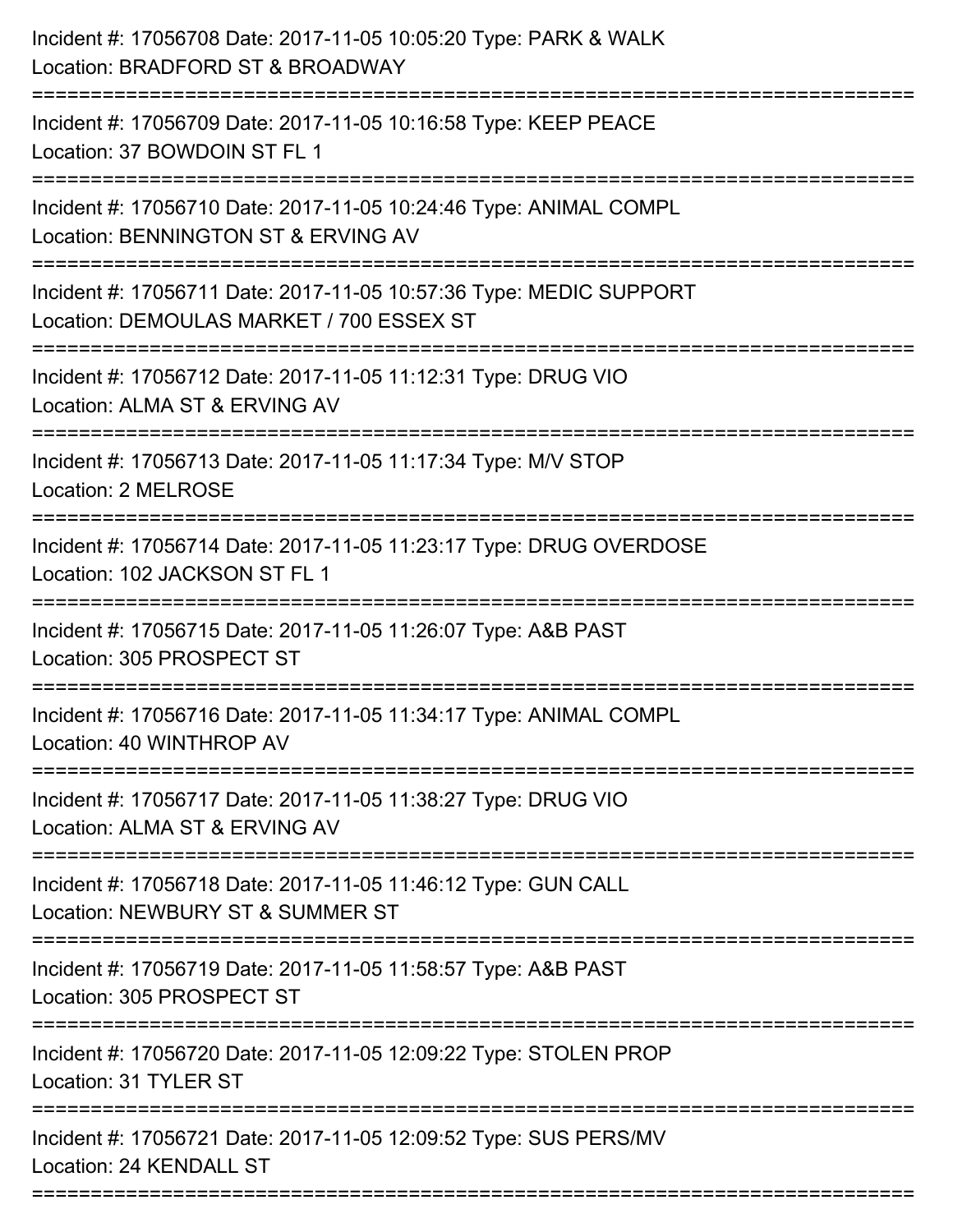Incident #: 17056708 Date: 2017-11-05 10:05:20 Type: PARK & WALK
Location: BRADFORD ST & BROADWAY

===========================================================================

Incident #: 17056709 Date: 2017-11-05 10:16:58 Type: KEEP PEACE
Location: 37 BOWDOIN ST FL 1

===========================================================================

Incident #: 17056710 Date: 2017-11-05 10:24:46 Type: ANIMAL COMPL
Location: BENNINGTON ST & ERVING AV

===========================================================================

Incident #: 17056711 Date: 2017-11-05 10:57:36 Type: MEDIC SUPPORT
Location: DEMOULAS MARKET / 700 ESSEX ST

===========================================================================

Incident #: 17056712 Date: 2017-11-05 11:12:31 Type: DRUG VIO
Location: ALMA ST & ERVING AV

===========================================================================

Incident #: 17056713 Date: 2017-11-05 11:17:34 Type: M/V STOP
Location: 2 MELROSE

===========================================================================

Incident #: 17056714 Date: 2017-11-05 11:23:17 Type: DRUG OVERDOSE
Location: 102 JACKSON ST FL 1

===========================================================================

Incident #: 17056715 Date: 2017-11-05 11:26:07 Type: A&B PAST
Location: 305 PROSPECT ST

===========================================================================

Incident #: 17056716 Date: 2017-11-05 11:34:17 Type: ANIMAL COMPL
Location: 40 WINTHROP AV

===========================================================================

Incident #: 17056717 Date: 2017-11-05 11:38:27 Type: DRUG VIO
Location: ALMA ST & ERVING AV

===========================================================================

Incident #: 17056718 Date: 2017-11-05 11:46:12 Type: GUN CALL
Location: NEWBURY ST & SUMMER ST

===========================================================================

Incident #: 17056719 Date: 2017-11-05 11:58:57 Type: A&B PAST
Location: 305 PROSPECT ST

===========================================================================

Incident #: 17056720 Date: 2017-11-05 12:09:22 Type: STOLEN PROP
Location: 31 TYLER ST

===========================================================================

Incident #: 17056721 Date: 2017-11-05 12:09:52 Type: SUS PERS/MV
Location: 24 KENDALL ST

===========================================================================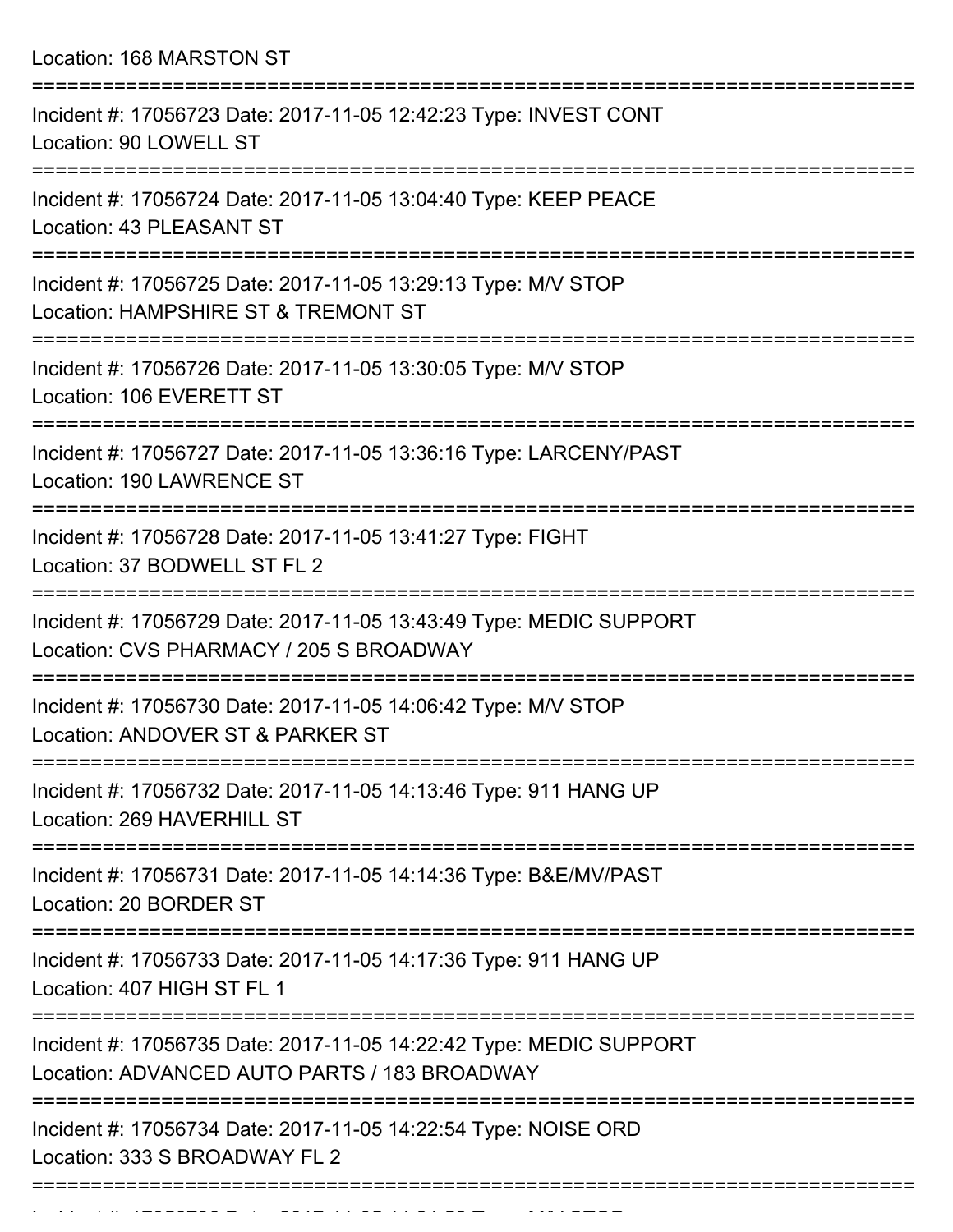Location: 168 MARSTON ST

===========================================================================

Incident #: 17056723 Date: 2017-11-05 12:42:23 Type: INVEST CONT
Location: 90 LOWELL ST

===========================================================================

Incident #: 17056724 Date: 2017-11-05 13:04:40 Type: KEEP PEACE
Location: 43 PLEASANT ST

===========================================================================

Incident #: 17056725 Date: 2017-11-05 13:29:13 Type: M/V STOP
Location: HAMPSHIRE ST & TREMONT ST

===========================================================================

Incident #: 17056726 Date: 2017-11-05 13:30:05 Type: M/V STOP
Location: 106 EVERETT ST

===========================================================================

Incident #: 17056727 Date: 2017-11-05 13:36:16 Type: LARCENY/PAST
Location: 190 LAWRENCE ST

===========================================================================

Incident #: 17056728 Date: 2017-11-05 13:41:27 Type: FIGHT
Location: 37 BODWELL ST FL 2

===========================================================================

Incident #: 17056729 Date: 2017-11-05 13:43:49 Type: MEDIC SUPPORT
Location: CVS PHARMACY / 205 S BROADWAY

===========================================================================

Incident #: 17056730 Date: 2017-11-05 14:06:42 Type: M/V STOP
Location: ANDOVER ST & PARKER ST

===========================================================================

Incident #: 17056732 Date: 2017-11-05 14:13:46 Type: 911 HANG UP
Location: 269 HAVERHILL ST

===========================================================================

Incident #: 17056731 Date: 2017-11-05 14:14:36 Type: B&E/MV/PAST
Location: 20 BORDER ST

===========================================================================

Incident #: 17056733 Date: 2017-11-05 14:17:36 Type: 911 HANG UP
Location: 407 HIGH ST FL 1

===========================================================================

Incident #: 17056735 Date: 2017-11-05 14:22:42 Type: MEDIC SUPPORT
Location: ADVANCED AUTO PARTS / 183 BROADWAY

===========================================================================

Incident #: 17056734 Date: 2017-11-05 14:22:54 Type: NOISE ORD
Location: 333 S BROADWAY FL 2

===========================================================================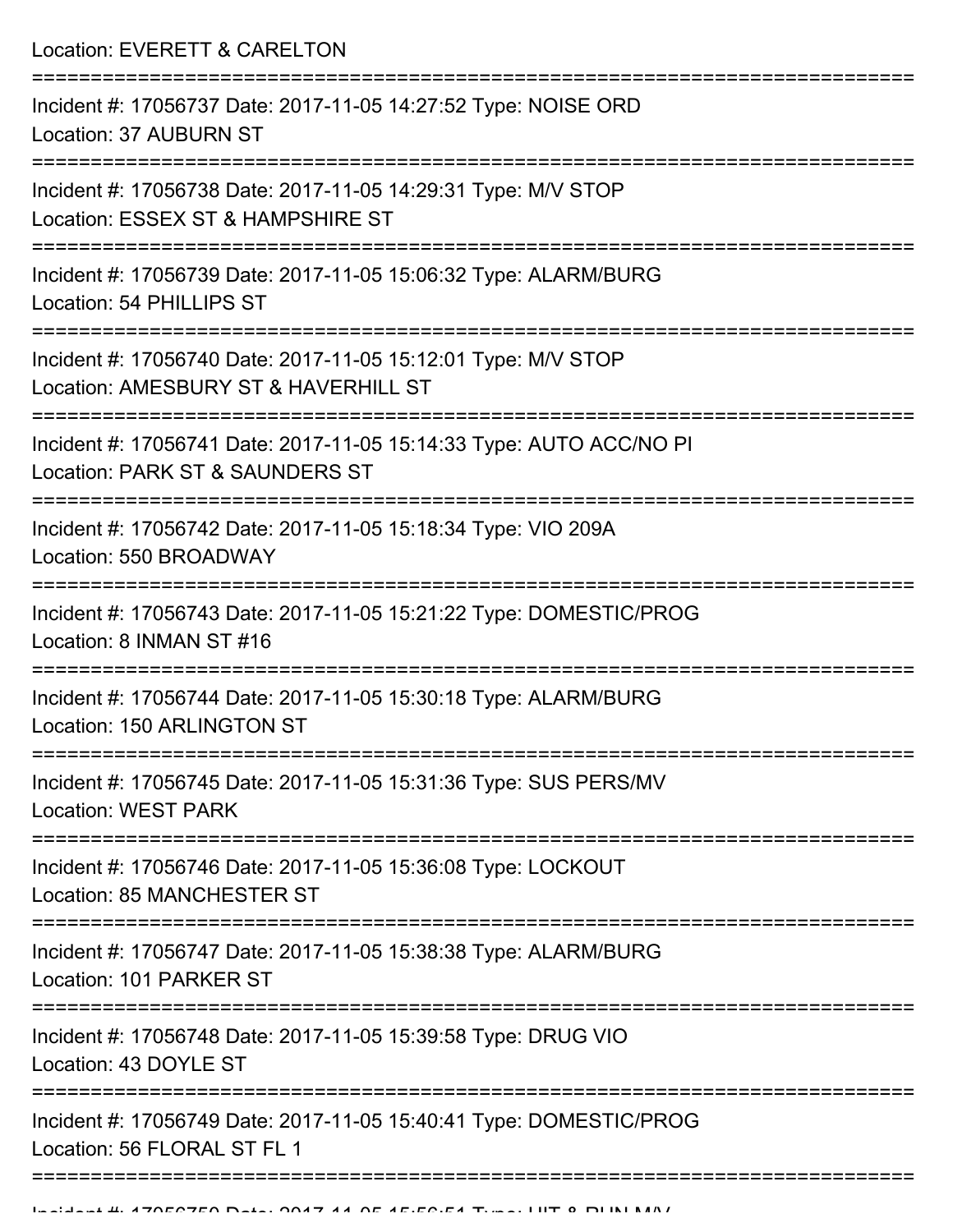Location: EVERETT & CARELTON

===========================================================================

Incident #: 17056737 Date: 2017-11-05 14:27:52 Type: NOISE ORD

Location: 37 AUBURN ST

===========================================================================

Incident #: 17056738 Date: 2017-11-05 14:29:31 Type: M/V STOP

Location: ESSEX ST & HAMPSHIRE ST

===========================================================================

Incident #: 17056739 Date: 2017-11-05 15:06:32 Type: ALARM/BURG

Location: 54 PHILLIPS ST

===========================================================================

Incident #: 17056740 Date: 2017-11-05 15:12:01 Type: M/V STOP

Location: AMESBURY ST & HAVERHILL ST

===========================================================================

Incident #: 17056741 Date: 2017-11-05 15:14:33 Type: AUTO ACC/NO PI

Location: PARK ST & SAUNDERS ST

===========================================================================

Incident #: 17056742 Date: 2017-11-05 15:18:34 Type: VIO 209A

Location: 550 BROADWAY

===========================================================================

Incident #: 17056743 Date: 2017-11-05 15:21:22 Type: DOMESTIC/PROG

Location: 8 INMAN ST #16

===========================================================================

Incident #: 17056744 Date: 2017-11-05 15:30:18 Type: ALARM/BURG

Location: 150 ARLINGTON ST

===========================================================================

Incident #: 17056745 Date: 2017-11-05 15:31:36 Type: SUS PERS/MV

Location: WEST PARK

===========================================================================

Incident #: 17056746 Date: 2017-11-05 15:36:08 Type: LOCKOUT

Location: 85 MANCHESTER ST

===========================================================================

Incident #: 17056747 Date: 2017-11-05 15:38:38 Type: ALARM/BURG

Location: 101 PARKER ST

===========================================================================

Incident #: 17056748 Date: 2017-11-05 15:39:58 Type: DRUG VIO

Location: 43 DOYLE ST

===========================================================================

Incident #: 17056749 Date: 2017-11-05 15:40:41 Type: DOMESTIC/PROG

Location: 56 FLORAL ST FL 1

===========================================================================

Incident #: 17056750 Date: 2017-11-05 15:56:51 Type: HIT & RUN M/V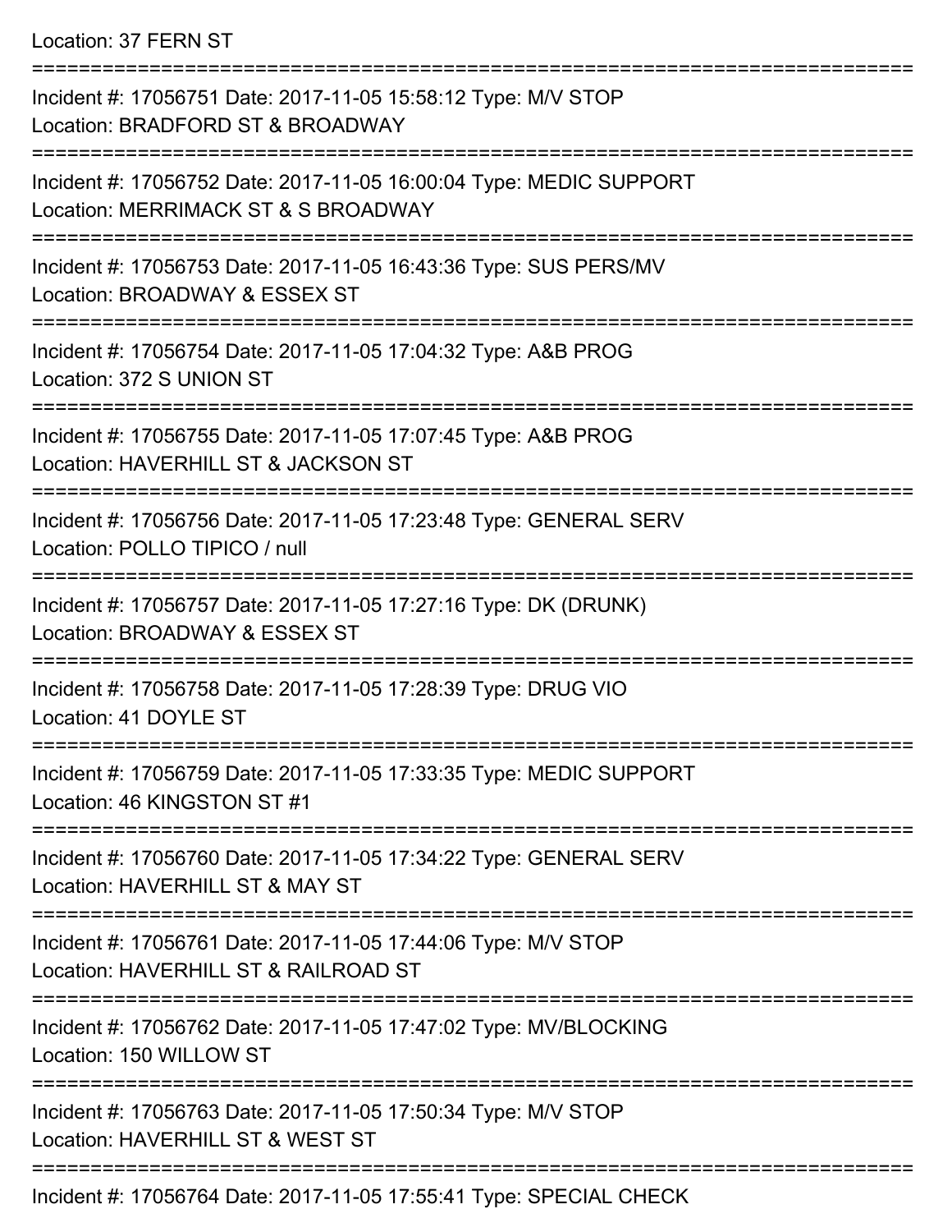Location: 37 FERN ST

===========================================================================

Incident #: 17056751 Date: 2017-11-05 15:58:12 Type: M/V STOP
Location: BRADFORD ST & BROADWAY

===========================================================================

Incident #: 17056752 Date: 2017-11-05 16:00:04 Type: MEDIC SUPPORT
Location: MERRIMACK ST & S BROADWAY

===========================================================================

Incident #: 17056753 Date: 2017-11-05 16:43:36 Type: SUS PERS/MV
Location: BROADWAY & ESSEX ST

===========================================================================

Incident #: 17056754 Date: 2017-11-05 17:04:32 Type: A&B PROG
Location: 372 S UNION ST

===========================================================================

Incident #: 17056755 Date: 2017-11-05 17:07:45 Type: A&B PROG
Location: HAVERHILL ST & JACKSON ST

===========================================================================

Incident #: 17056756 Date: 2017-11-05 17:23:48 Type: GENERAL SERV
Location: POLLO TIPICO / null

===========================================================================

Incident #: 17056757 Date: 2017-11-05 17:27:16 Type: DK (DRUNK)
Location: BROADWAY & ESSEX ST

===========================================================================

Incident #: 17056758 Date: 2017-11-05 17:28:39 Type: DRUG VIO
Location: 41 DOYLE ST

===========================================================================

Incident #: 17056759 Date: 2017-11-05 17:33:35 Type: MEDIC SUPPORT
Location: 46 KINGSTON ST #1

===========================================================================

Incident #: 17056760 Date: 2017-11-05 17:34:22 Type: GENERAL SERV
Location: HAVERHILL ST & MAY ST

===========================================================================

Incident #: 17056761 Date: 2017-11-05 17:44:06 Type: M/V STOP
Location: HAVERHILL ST & RAILROAD ST

===========================================================================

Incident #: 17056762 Date: 2017-11-05 17:47:02 Type: MV/BLOCKING
Location: 150 WILLOW ST

===========================================================================

Incident #: 17056763 Date: 2017-11-05 17:50:34 Type: M/V STOP
Location: HAVERHILL ST & WEST ST

===========================================================================

Incident #: 17056764 Date: 2017-11-05 17:55:41 Type: SPECIAL CHECK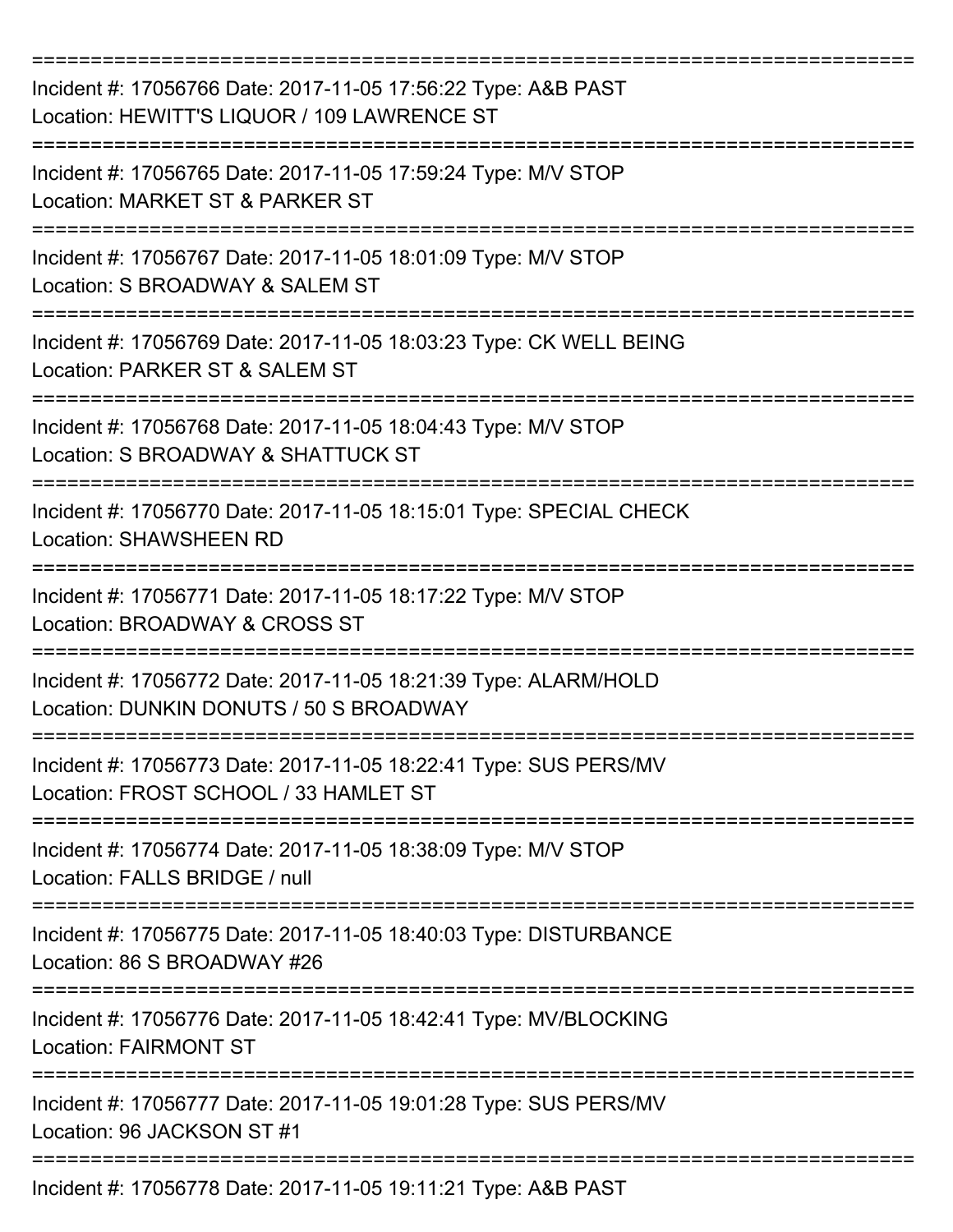===========================================================================

Incident #: 17056766 Date: 2017-11-05 17:56:22 Type: A&B PAST
Location: HEWITT'S LIQUOR / 109 LAWRENCE ST

===========================================================================

Incident #: 17056765 Date: 2017-11-05 17:59:24 Type: M/V STOP
Location: MARKET ST & PARKER ST

===========================================================================

Incident #: 17056767 Date: 2017-11-05 18:01:09 Type: M/V STOP
Location: S BROADWAY & SALEM ST

===========================================================================

Incident #: 17056769 Date: 2017-11-05 18:03:23 Type: CK WELL BEING
Location: PARKER ST & SALEM ST

===========================================================================

Incident #: 17056768 Date: 2017-11-05 18:04:43 Type: M/V STOP
Location: S BROADWAY & SHATTUCK ST

===========================================================================

Incident #: 17056770 Date: 2017-11-05 18:15:01 Type: SPECIAL CHECK
Location: SHAWSHEEN RD

===========================================================================

Incident #: 17056771 Date: 2017-11-05 18:17:22 Type: M/V STOP
Location: BROADWAY & CROSS ST

===========================================================================

Incident #: 17056772 Date: 2017-11-05 18:21:39 Type: ALARM/HOLD
Location: DUNKIN DONUTS / 50 S BROADWAY

===========================================================================

Incident #: 17056773 Date: 2017-11-05 18:22:41 Type: SUS PERS/MV
Location: FROST SCHOOL / 33 HAMLET ST

===========================================================================

Incident #: 17056774 Date: 2017-11-05 18:38:09 Type: M/V STOP
Location: FALLS BRIDGE / null

===========================================================================

Incident #: 17056775 Date: 2017-11-05 18:40:03 Type: DISTURBANCE
Location: 86 S BROADWAY #26

===========================================================================

Incident #: 17056776 Date: 2017-11-05 18:42:41 Type: MV/BLOCKING
Location: FAIRMONT ST

===========================================================================

Incident #: 17056777 Date: 2017-11-05 19:01:28 Type: SUS PERS/MV
Location: 96 JACKSON ST #1

===========================================================================

Incident #: 17056778 Date: 2017-11-05 19:11:21 Type: A&B PAST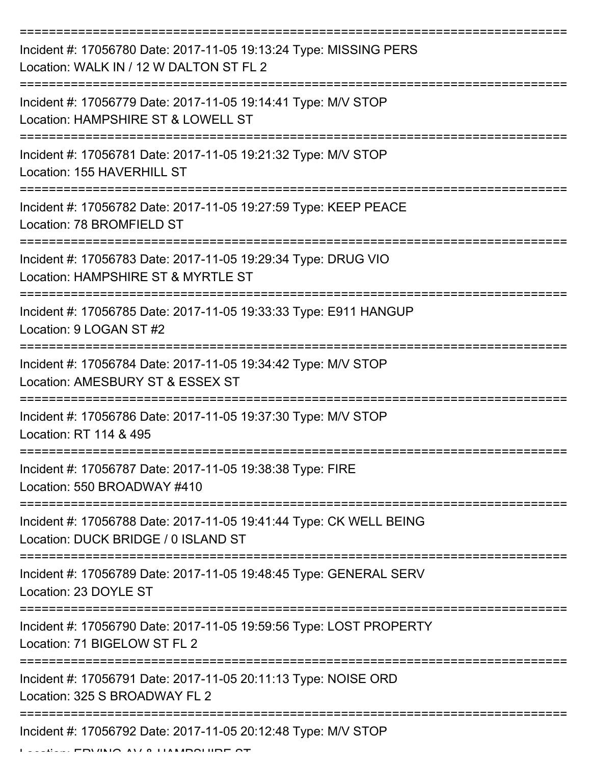===========================================================================
Incident #: 17056780 Date: 2017-11-05 19:13:24 Type: MISSING PERS
Location: WALK IN / 12 W DALTON ST FL 2
===========================================================================
Incident #: 17056779 Date: 2017-11-05 19:14:41 Type: M/V STOP
Location: HAMPSHIRE ST & LOWELL ST
===========================================================================
Incident #: 17056781 Date: 2017-11-05 19:21:32 Type: M/V STOP
Location: 155 HAVERHILL ST
===========================================================================
Incident #: 17056782 Date: 2017-11-05 19:27:59 Type: KEEP PEACE
Location: 78 BROMFIELD ST
===========================================================================
Incident #: 17056783 Date: 2017-11-05 19:29:34 Type: DRUG VIO
Location: HAMPSHIRE ST & MYRTLE ST
===========================================================================
Incident #: 17056785 Date: 2017-11-05 19:33:33 Type: E911 HANGUP
Location: 9 LOGAN ST #2
===========================================================================
Incident #: 17056784 Date: 2017-11-05 19:34:42 Type: M/V STOP
Location: AMESBURY ST & ESSEX ST
===========================================================================
Incident #: 17056786 Date: 2017-11-05 19:37:30 Type: M/V STOP
Location: RT 114 & 495
===========================================================================
Incident #: 17056787 Date: 2017-11-05 19:38:38 Type: FIRE
Location: 550 BROADWAY #410
===========================================================================
Incident #: 17056788 Date: 2017-11-05 19:41:44 Type: CK WELL BEING
Location: DUCK BRIDGE / 0 ISLAND ST
===========================================================================
Incident #: 17056789 Date: 2017-11-05 19:48:45 Type: GENERAL SERV
Location: 23 DOYLE ST
===========================================================================
Incident #: 17056790 Date: 2017-11-05 19:59:56 Type: LOST PROPERTY
Location: 71 BIGELOW ST FL 2
===========================================================================
Incident #: 17056791 Date: 2017-11-05 20:11:13 Type: NOISE ORD
Location: 325 S BROADWAY FL 2
===========================================================================
Incident #: 17056792 Date: 2017-11-05 20:12:48 Type: M/V STOP
Location: ERVING AV & HAMPSHIRE ST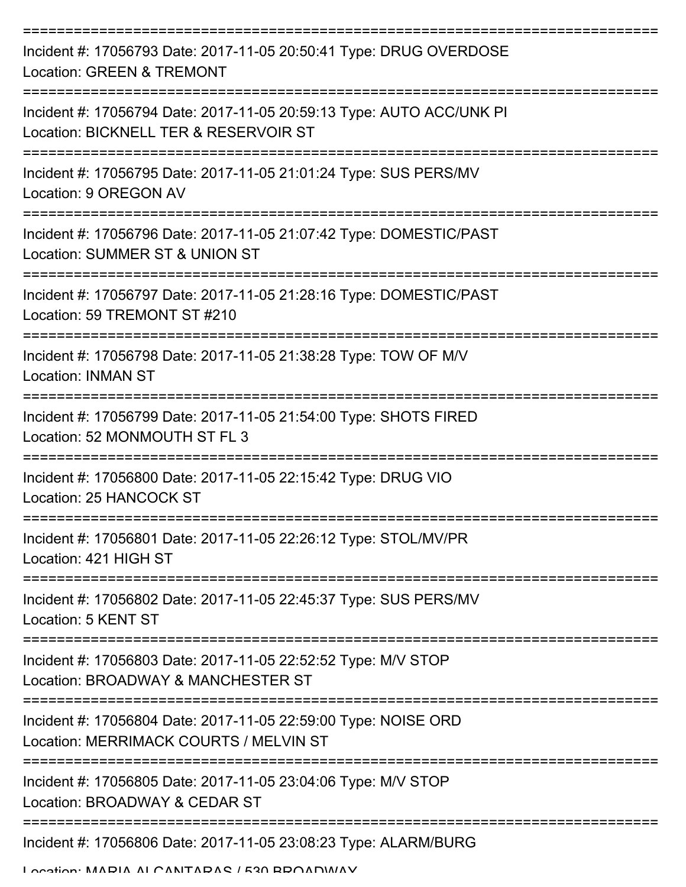===========================================================================

Incident #: 17056793 Date: 2017-11-05 20:50:41 Type: DRUG OVERDOSE
Location: GREEN & TREMONT

===========================================================================

Incident #: 17056794 Date: 2017-11-05 20:59:13 Type: AUTO ACC/UNK PI
Location: BICKNELL TER & RESERVOIR ST

===========================================================================

Incident #: 17056795 Date: 2017-11-05 21:01:24 Type: SUS PERS/MV
Location: 9 OREGON AV

===========================================================================

Incident #: 17056796 Date: 2017-11-05 21:07:42 Type: DOMESTIC/PAST
Location: SUMMER ST & UNION ST

===========================================================================

Incident #: 17056797 Date: 2017-11-05 21:28:16 Type: DOMESTIC/PAST
Location: 59 TREMONT ST #210

===========================================================================

Incident #: 17056798 Date: 2017-11-05 21:38:28 Type: TOW OF M/V
Location: INMAN ST

===========================================================================

Incident #: 17056799 Date: 2017-11-05 21:54:00 Type: SHOTS FIRED
Location: 52 MONMOUTH ST FL 3

===========================================================================

Incident #: 17056800 Date: 2017-11-05 22:15:42 Type: DRUG VIO
Location: 25 HANCOCK ST

===========================================================================

Incident #: 17056801 Date: 2017-11-05 22:26:12 Type: STOL/MV/PR
Location: 421 HIGH ST

===========================================================================

Incident #: 17056802 Date: 2017-11-05 22:45:37 Type: SUS PERS/MV
Location: 5 KENT ST

===========================================================================

Incident #: 17056803 Date: 2017-11-05 22:52:52 Type: M/V STOP
Location: BROADWAY & MANCHESTER ST

===========================================================================

Incident #: 17056804 Date: 2017-11-05 22:59:00 Type: NOISE ORD
Location: MERRIMACK COURTS / MELVIN ST

===========================================================================

Incident #: 17056805 Date: 2017-11-05 23:04:06 Type: M/V STOP
Location: BROADWAY & CEDAR ST

===========================================================================

Incident #: 17056806 Date: 2017-11-05 23:08:23 Type: ALARM/BURG
Location: MARIA ALCANTARAS / 530 BROADWAY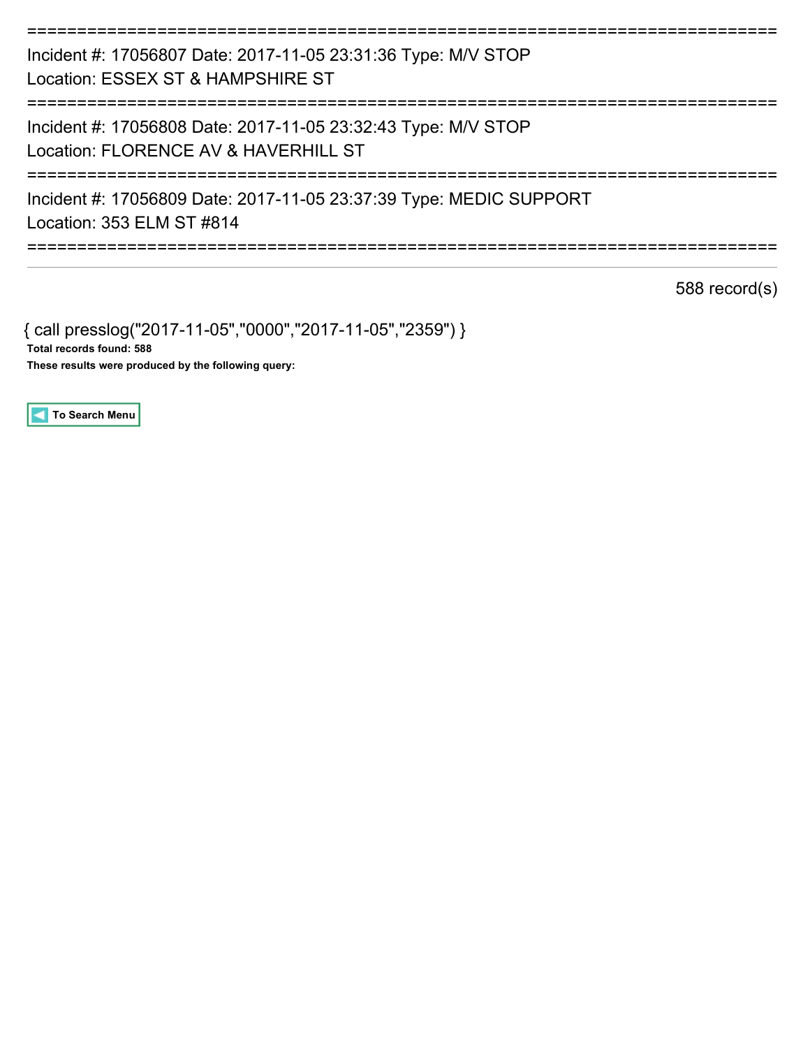===========================================================================

Incident #: 17056807 Date: 2017-11-05 23:31:36 Type: M/V STOP
Location: ESSEX ST & HAMPSHIRE ST

===========================================================================

Incident #: 17056808 Date: 2017-11-05 23:32:43 Type: M/V STOP
Location: FLORENCE AV & HAVERHILL ST

===========================================================================

Incident #: 17056809 Date: 2017-11-05 23:37:39 Type: MEDIC SUPPORT
Location: 353 ELM ST #814

===========================================================================

588 record(s)

{ call presslog("2017-11-05","0000","2017-11-05","2359") }

**Total records found: 588**

**These results were produced by the following query:**

**To Search Menu**